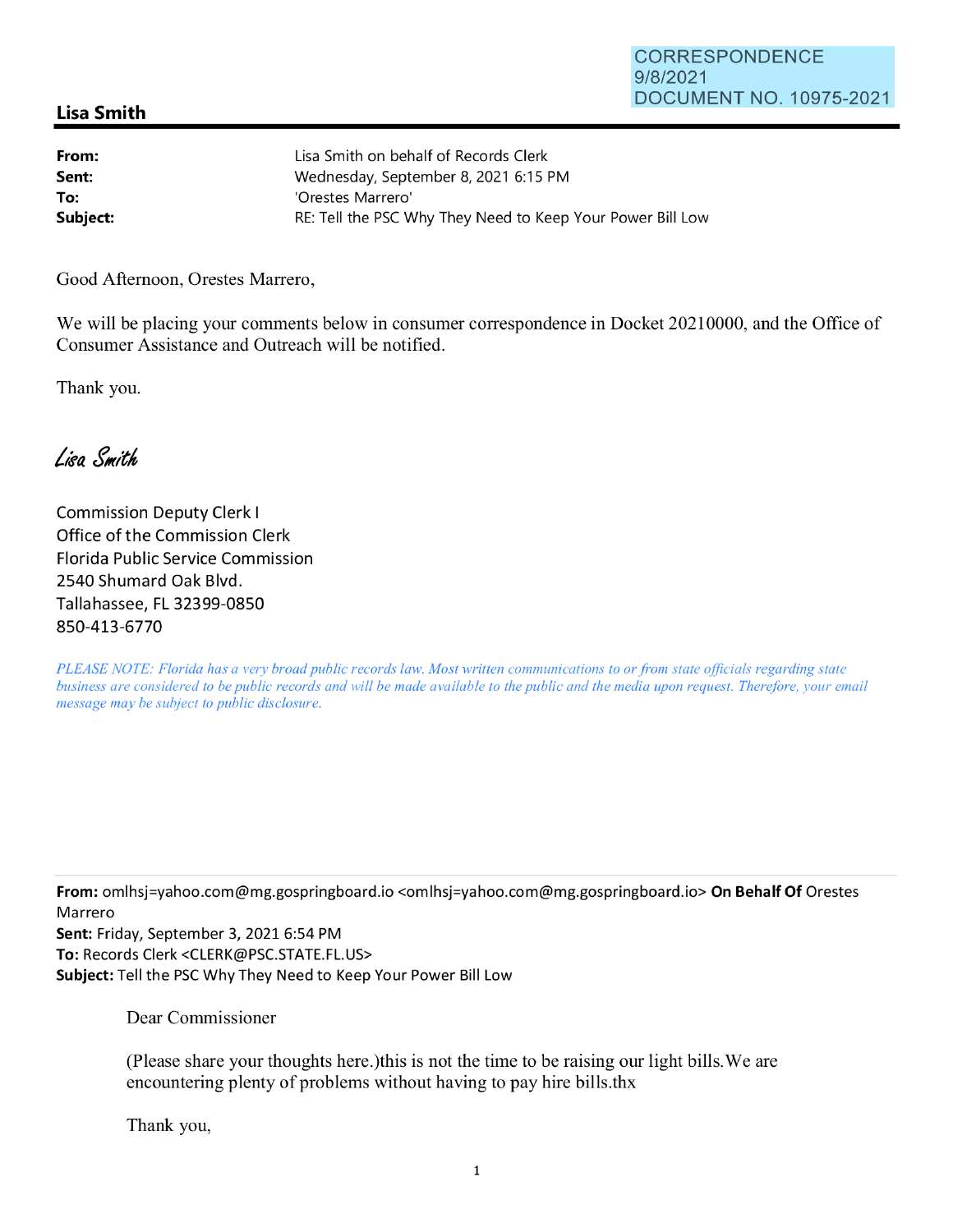CORRESPONDENCE
9/8/2021
DOCUMENT NO. 10975-2021

## Lisa Smith

**From:** Lisa Smith on behalf of Records Clerk
**Sent:** Wednesday, September 8, 2021 6:15 PM
**To:** 'Orestes Marrero'
**Subject:** RE: Tell the PSC Why They Need to Keep Your Power Bill Low

Good Afternoon, Orestes Marrero,

We will be placing your comments below in consumer correspondence in Docket 20210000, and the Office of Consumer Assistance and Outreach will be notified.

Thank you.

*Lisa Smith*

Commission Deputy Clerk I
Office of the Commission Clerk
Florida Public Service Commission
2540 Shumard Oak Blvd.
Tallahassee, FL 32399-0850
850-413-6770

*PLEASE NOTE: Florida has a very broad public records law. Most written communications to or from state officials regarding state business are considered to be public records and will be made available to the public and the media upon request. Therefore, your email message may be subject to public disclosure.*

---

**From:** omlhsj=yahoo.com@mg.gospringboard.io <omlhsj=yahoo.com@mg.gospringboard.io> **On Behalf Of** Orestes Marrero
**Sent:** Friday, September 3, 2021 6:54 PM
**To:** Records Clerk <CLERK@PSC.STATE.FL.US>
**Subject:** Tell the PSC Why They Need to Keep Your Power Bill Low

Dear Commissioner

(Please share your thoughts here.)this is not the time to be raising our light bills.We are encountering plenty of problems without having to pay hire bills.thx

Thank you,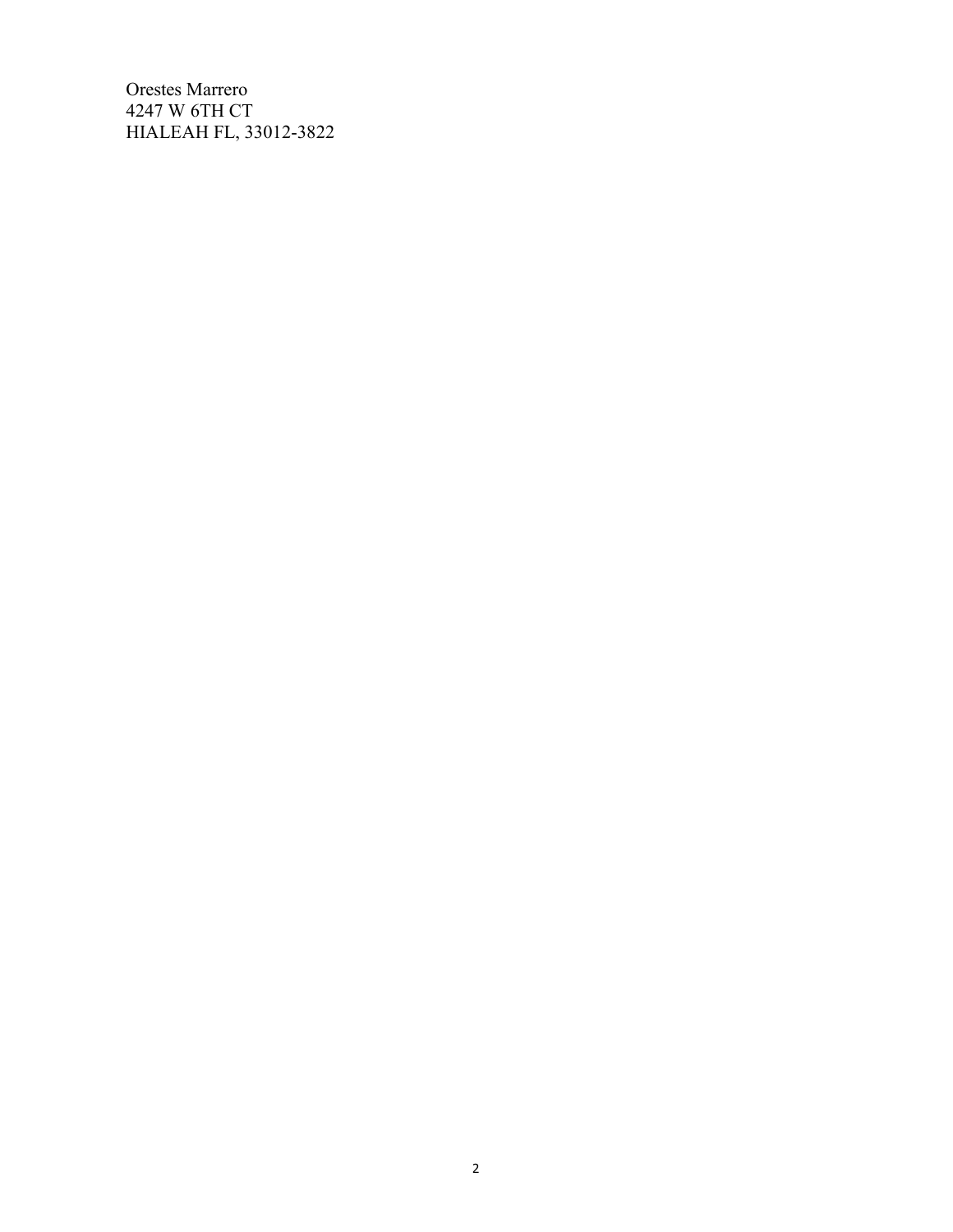Orestes Marrero
4247 W 6TH CT
HIALEAH FL, 33012-3822